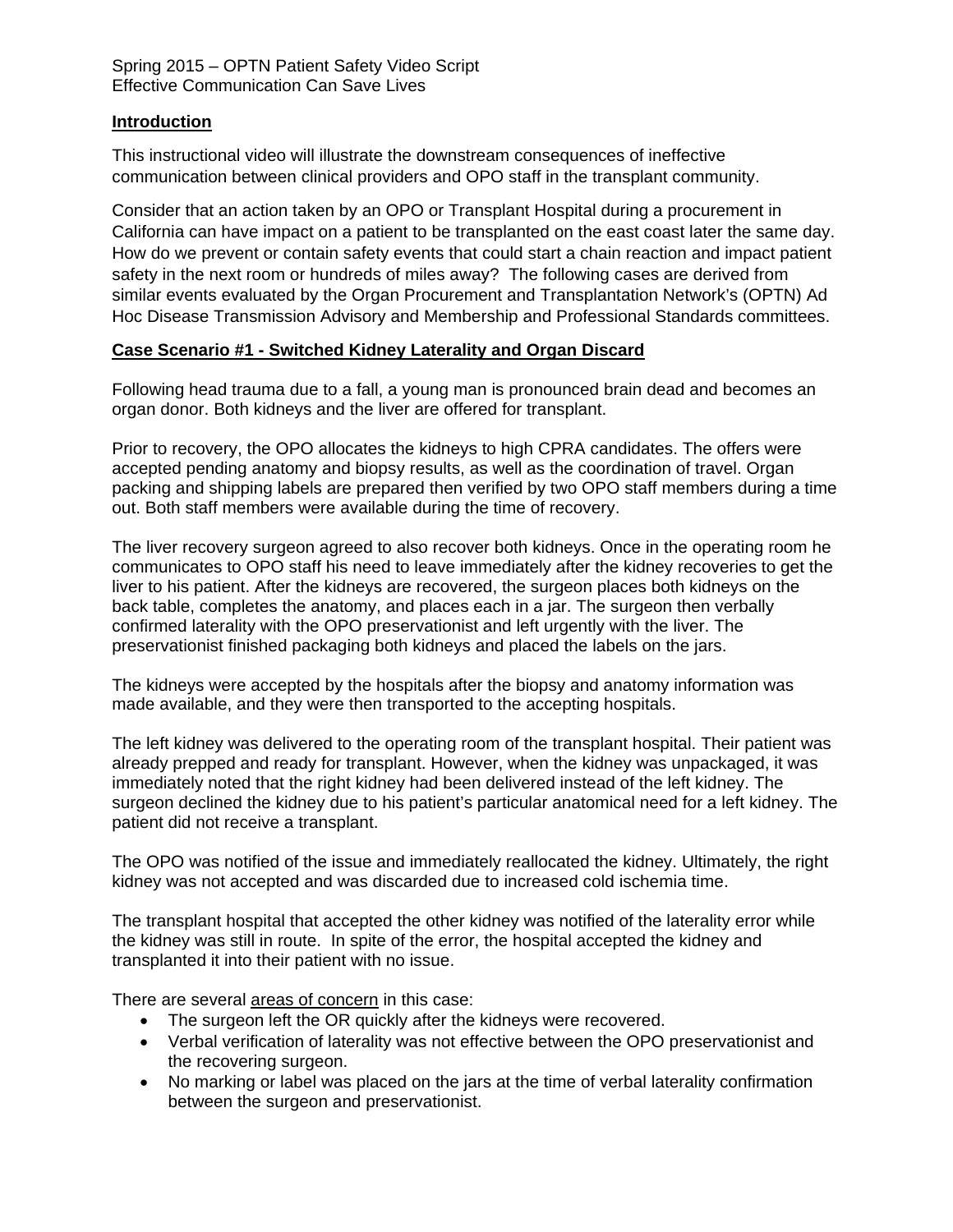Spring 2015 – OPTN Patient Safety Video Script
Effective Communication Can Save Lives

## Introduction

This instructional video will illustrate the downstream consequences of ineffective communication between clinical providers and OPO staff in the transplant community.

Consider that an action taken by an OPO or Transplant Hospital during a procurement in California can have impact on a patient to be transplanted on the east coast later the same day. How do we prevent or contain safety events that could start a chain reaction and impact patient safety in the next room or hundreds of miles away? The following cases are derived from similar events evaluated by the Organ Procurement and Transplantation Network's (OPTN) Ad Hoc Disease Transmission Advisory and Membership and Professional Standards committees.

## Case Scenario #1 - Switched Kidney Laterality and Organ Discard

Following head trauma due to a fall, a young man is pronounced brain dead and becomes an organ donor. Both kidneys and the liver are offered for transplant.

Prior to recovery, the OPO allocates the kidneys to high CPRA candidates. The offers were accepted pending anatomy and biopsy results, as well as the coordination of travel. Organ packing and shipping labels are prepared then verified by two OPO staff members during a time out. Both staff members were available during the time of recovery.

The liver recovery surgeon agreed to also recover both kidneys. Once in the operating room he communicates to OPO staff his need to leave immediately after the kidney recoveries to get the liver to his patient. After the kidneys are recovered, the surgeon places both kidneys on the back table, completes the anatomy, and places each in a jar. The surgeon then verbally confirmed laterality with the OPO preservationist and left urgently with the liver. The preservationist finished packaging both kidneys and placed the labels on the jars.

The kidneys were accepted by the hospitals after the biopsy and anatomy information was made available, and they were then transported to the accepting hospitals.

The left kidney was delivered to the operating room of the transplant hospital. Their patient was already prepped and ready for transplant. However, when the kidney was unpackaged, it was immediately noted that the right kidney had been delivered instead of the left kidney. The surgeon declined the kidney due to his patient's particular anatomical need for a left kidney. The patient did not receive a transplant.

The OPO was notified of the issue and immediately reallocated the kidney. Ultimately, the right kidney was not accepted and was discarded due to increased cold ischemia time.

The transplant hospital that accepted the other kidney was notified of the laterality error while the kidney was still in route. In spite of the error, the hospital accepted the kidney and transplanted it into their patient with no issue.

There are several areas of concern in this case:

- The surgeon left the OR quickly after the kidneys were recovered.
- Verbal verification of laterality was not effective between the OPO preservationist and the recovering surgeon.
- No marking or label was placed on the jars at the time of verbal laterality confirmation between the surgeon and preservationist.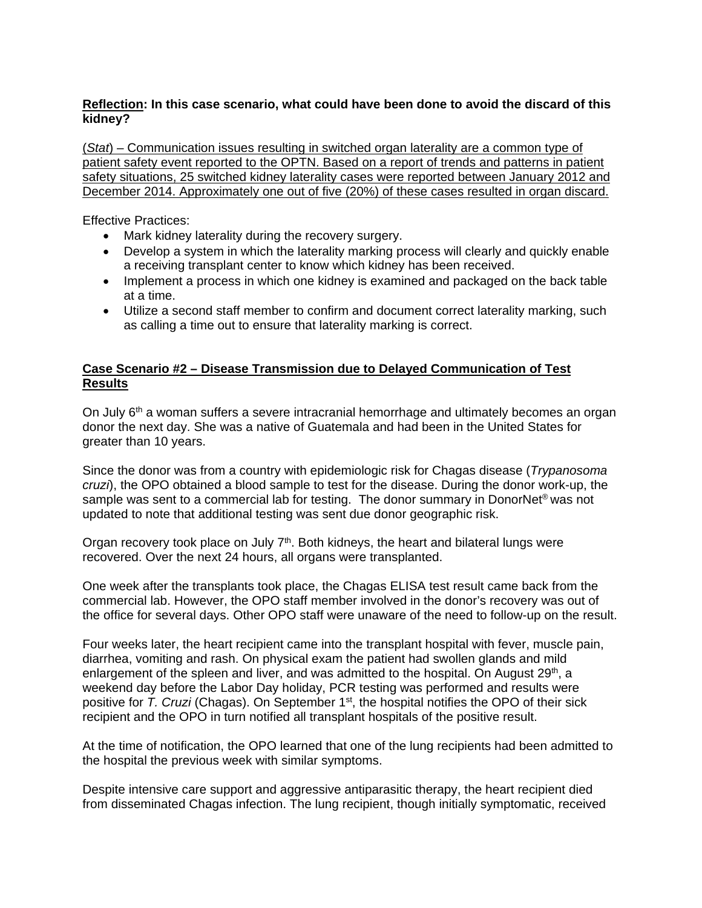**<u>Reflection</u>: In this case scenario, what could have been done to avoid the discard of this kidney?**

<u>(*Stat*) – Communication issues resulting in switched organ laterality are a common type of patient safety event reported to the OPTN. Based on a report of trends and patterns in patient safety situations, 25 switched kidney laterality cases were reported between January 2012 and December 2014. Approximately one out of five (20%) of these cases resulted in organ discard.</u>

Effective Practices:

- Mark kidney laterality during the recovery surgery.
- Develop a system in which the laterality marking process will clearly and quickly enable a receiving transplant center to know which kidney has been received.
- Implement a process in which one kidney is examined and packaged on the back table at a time.
- Utilize a second staff member to confirm and document correct laterality marking, such as calling a time out to ensure that laterality marking is correct.

**<u>Case Scenario #2 – Disease Transmission due to Delayed Communication of Test Results</u>**

On July 6th a woman suffers a severe intracranial hemorrhage and ultimately becomes an organ donor the next day. She was a native of Guatemala and had been in the United States for greater than 10 years.

Since the donor was from a country with epidemiologic risk for Chagas disease (*Trypanosoma cruzi*), the OPO obtained a blood sample to test for the disease. During the donor work-up, the sample was sent to a commercial lab for testing. The donor summary in DonorNet® was not updated to note that additional testing was sent due donor geographic risk.

Organ recovery took place on July 7th. Both kidneys, the heart and bilateral lungs were recovered. Over the next 24 hours, all organs were transplanted.

One week after the transplants took place, the Chagas ELISA test result came back from the commercial lab. However, the OPO staff member involved in the donor's recovery was out of the office for several days. Other OPO staff were unaware of the need to follow-up on the result.

Four weeks later, the heart recipient came into the transplant hospital with fever, muscle pain, diarrhea, vomiting and rash. On physical exam the patient had swollen glands and mild enlargement of the spleen and liver, and was admitted to the hospital. On August 29th, a weekend day before the Labor Day holiday, PCR testing was performed and results were positive for *T. Cruzi* (Chagas). On September 1st, the hospital notifies the OPO of their sick recipient and the OPO in turn notified all transplant hospitals of the positive result.

At the time of notification, the OPO learned that one of the lung recipients had been admitted to the hospital the previous week with similar symptoms.

Despite intensive care support and aggressive antiparasitic therapy, the heart recipient died from disseminated Chagas infection. The lung recipient, though initially symptomatic, received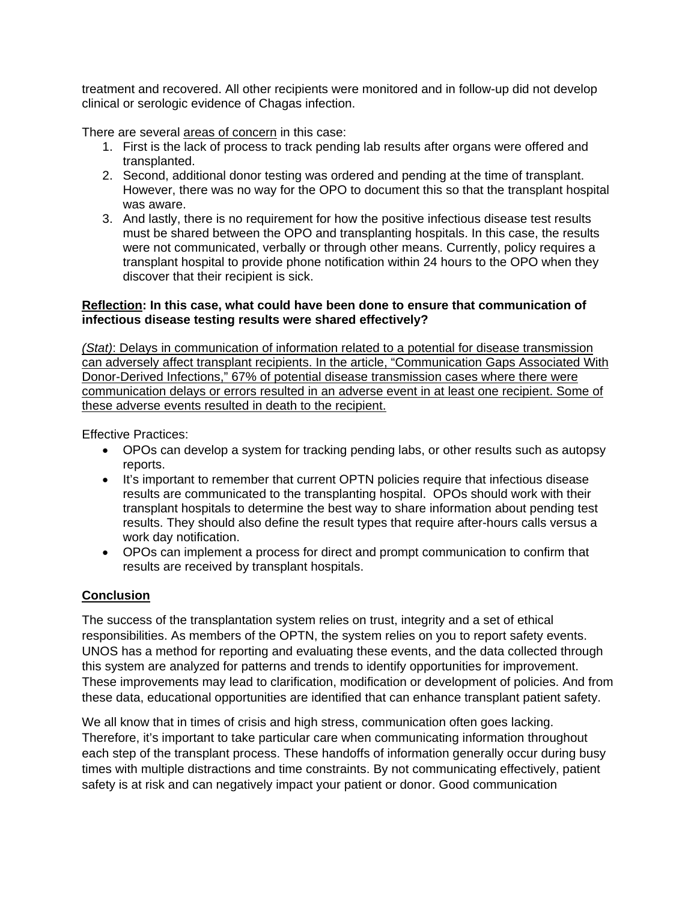treatment and recovered. All other recipients were monitored and in follow-up did not develop clinical or serologic evidence of Chagas infection.

There are several <u>areas of concern</u> in this case:

1. First is the lack of process to track pending lab results after organs were offered and transplanted.
2. Second, additional donor testing was ordered and pending at the time of transplant. However, there was no way for the OPO to document this so that the transplant hospital was aware.
3. And lastly, there is no requirement for how the positive infectious disease test results must be shared between the OPO and transplanting hospitals. In this case, the results were not communicated, verbally or through other means. Currently, policy requires a transplant hospital to provide phone notification within 24 hours to the OPO when they discover that their recipient is sick.

**<u>Reflection</u>: In this case, what could have been done to ensure that communication of infectious disease testing results were shared effectively?**

<u>*(Stat)*: Delays in communication of information related to a potential for disease transmission can adversely affect transplant recipients. In the article, "Communication Gaps Associated With Donor-Derived Infections," 67% of potential disease transmission cases where there were communication delays or errors resulted in an adverse event in at least one recipient. Some of these adverse events resulted in death to the recipient.</u>

Effective Practices:

- OPOs can develop a system for tracking pending labs, or other results such as autopsy reports.
- It's important to remember that current OPTN policies require that infectious disease results are communicated to the transplanting hospital. OPOs should work with their transplant hospitals to determine the best way to share information about pending test results. They should also define the result types that require after-hours calls versus a work day notification.
- OPOs can implement a process for direct and prompt communication to confirm that results are received by transplant hospitals.

## <u>Conclusion</u>

The success of the transplantation system relies on trust, integrity and a set of ethical responsibilities. As members of the OPTN, the system relies on you to report safety events. UNOS has a method for reporting and evaluating these events, and the data collected through this system are analyzed for patterns and trends to identify opportunities for improvement. These improvements may lead to clarification, modification or development of policies. And from these data, educational opportunities are identified that can enhance transplant patient safety.

We all know that in times of crisis and high stress, communication often goes lacking. Therefore, it's important to take particular care when communicating information throughout each step of the transplant process. These handoffs of information generally occur during busy times with multiple distractions and time constraints. By not communicating effectively, patient safety is at risk and can negatively impact your patient or donor. Good communication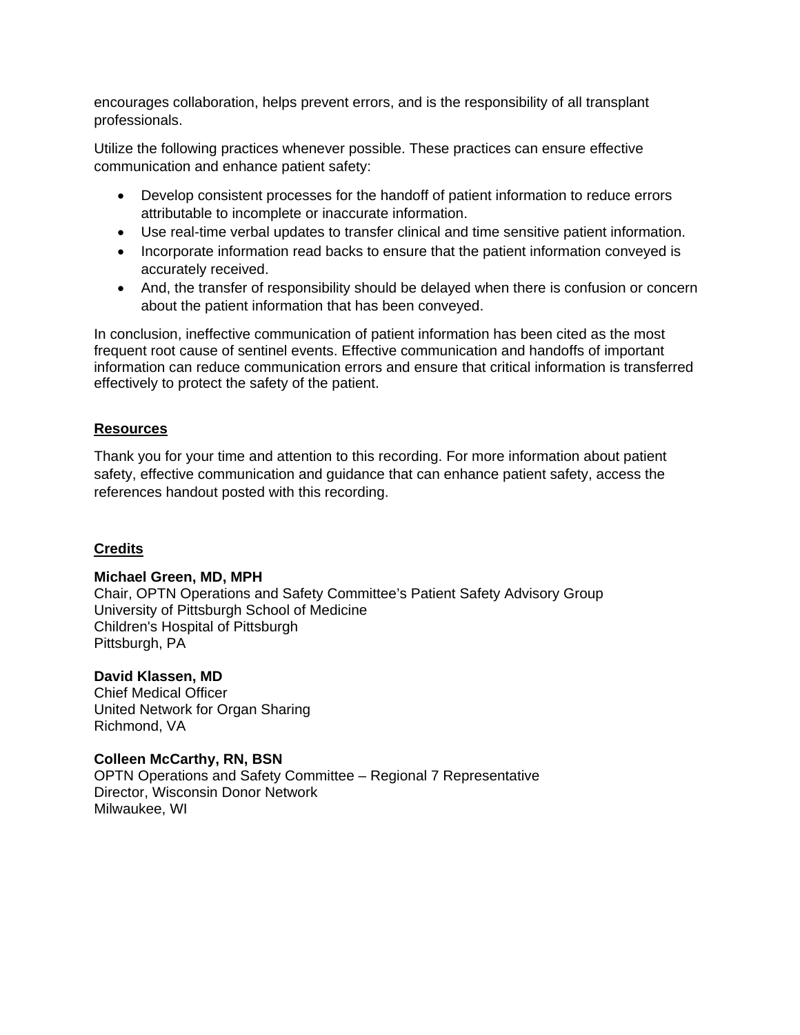encourages collaboration, helps prevent errors, and is the responsibility of all transplant professionals.

Utilize the following practices whenever possible. These practices can ensure effective communication and enhance patient safety:

- Develop consistent processes for the handoff of patient information to reduce errors attributable to incomplete or inaccurate information.
- Use real-time verbal updates to transfer clinical and time sensitive patient information.
- Incorporate information read backs to ensure that the patient information conveyed is accurately received.
- And, the transfer of responsibility should be delayed when there is confusion or concern about the patient information that has been conveyed.

In conclusion, ineffective communication of patient information has been cited as the most frequent root cause of sentinel events. Effective communication and handoffs of important information can reduce communication errors and ensure that critical information is transferred effectively to protect the safety of the patient.

## Resources

Thank you for your time and attention to this recording. For more information about patient safety, effective communication and guidance that can enhance patient safety, access the references handout posted with this recording.

## Credits

**Michael Green, MD, MPH**
Chair, OPTN Operations and Safety Committee's Patient Safety Advisory Group
University of Pittsburgh School of Medicine
Children's Hospital of Pittsburgh
Pittsburgh, PA

**David Klassen, MD**
Chief Medical Officer
United Network for Organ Sharing
Richmond, VA

**Colleen McCarthy, RN, BSN**
OPTN Operations and Safety Committee – Regional 7 Representative
Director, Wisconsin Donor Network
Milwaukee, WI